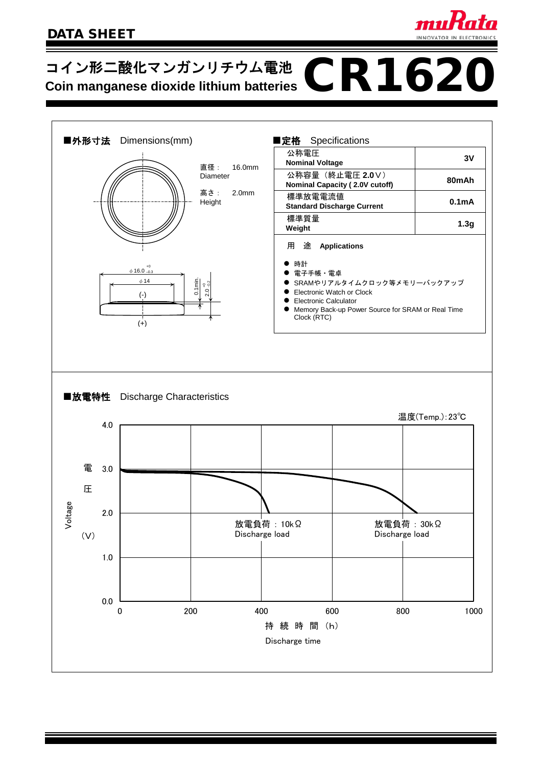DATA SHEET

# コイン形二酸化マンガンリチウム電池 Coin manganese dioxide lithium batteries CR1620

## ■外形寸法 Dimensions(mm)

直径： 16.0mm
Diameter

高さ： 2.0mm
Height

ϕ16.0 +0/−0.3

ϕ14

(-)

(+)

0.1min.

2.0 +0/−0.2

## ■定格 Specifications

| | |
|---|---|
| 公称電圧 **Nominal Voltage** | **3V** |
| 公称容量（終止電圧 **2.0**Ｖ） **Nominal Capacity ( 2.0V cutoff)** | **80mAh** |
| 標準放電電流値 **Standard Discharge Current** | **0.1mA** |
| 標準質量 **Weight** | **1.3g** |

用　途　**Applications**

- 時計
- 電子手帳・電卓
- SRAMやリアルタイムクロック等メモリーバックアップ
- Electronic Watch or Clock
- Electronic Calculator
- Memory Back-up Power Source for SRAM or Real Time Clock (RTC)

## ■放電特性 Discharge Characteristics

温度(Temp.)：23℃

電圧 (V) Voltage: 0.0, 1.0, 2.0, 3.0, 4.0

持続時間（h） Discharge time: 0, 200, 400, 600, 800, 1000

放電負荷：10kΩ Discharge load

放電負荷：30kΩ Discharge load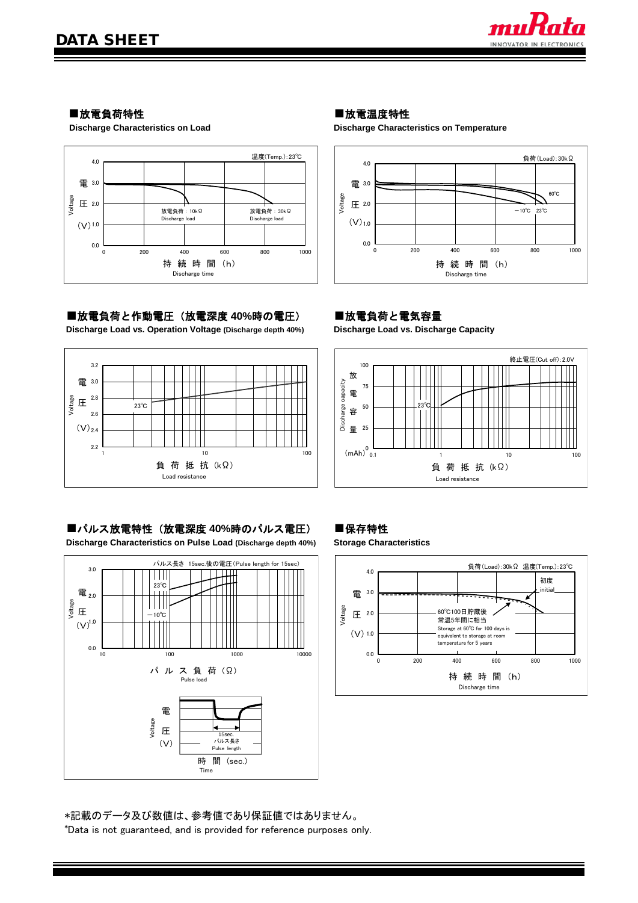## ■放電負荷特性
**Discharge Characteristics on Load**

温度(Temp.):23℃

4.0
3.0
2.0
1.0
0.0

電圧 (V)
Voltage

放電負荷：10kΩ
Discharge load

放電負荷：30kΩ
Discharge load

0 200 400 600 800 1000

持続時間 (h)
Discharge time

## ■放電温度特性
**Discharge Characteristics on Temperature**

負荷(Load):30kΩ

4.0
3.0
2.0
1.0
0.0

電圧 (V)
Voltage

60℃
−10℃ 23℃

0 200 400 600 800 1000

持続時間 (h)
Discharge time

## ■放電負荷と作動電圧（放電深度 40%時の電圧）
**Discharge Load vs. Operation Voltage (Discharge depth 40%)**

3.2
3.0
2.8
2.6
2.4
2.2

電圧 (V)
Voltage

23℃

1 10 100

負荷抵抗 (kΩ)
Load resistance

## ■放電負荷と電気容量
**Discharge Load vs. Discharge Capacity**

終止電圧(Cut off):2.0V

100
75
50
25
0

放電容量 (mAh)
Discharge capacity

23℃

0.1 1 10 100

負荷抵抗 (kΩ)
Load resistance

## ■パルス放電特性（放電深度 40%時のパルス電圧）
**Discharge Characteristics on Pulse Load (Discharge depth 40%)**

パルス長さ 15sec.後の電圧 (Pulse length for 15sec)

3.0
2.0
1.0
0.0

電圧 (V)
Voltage

23℃
−10℃

10 100 1000 10000

パルス負荷 (Ω)
Pulse load

電圧 (V)
Voltage

15sec.
パルス長さ
Pulse length

時間 (sec.)
Time

## ■保存特性
**Storage Characteristics**

負荷(Load):30kΩ 温度(Temp.):23℃

4.0
3.0
2.0
1.0
0.0

電圧 (V)
Voltage

初度
initial

60℃100日貯蔵後
常温5年間に相当
Storage at 60℃ for 100 days is equivalent to storage at room temperature for 5 years

0 200 400 600 800 1000

持続時間 (h)
Discharge time

*記載のデータ及び数値は、参考値であり保証値ではありません。
*Data is not guaranteed, and is provided for reference purposes only.